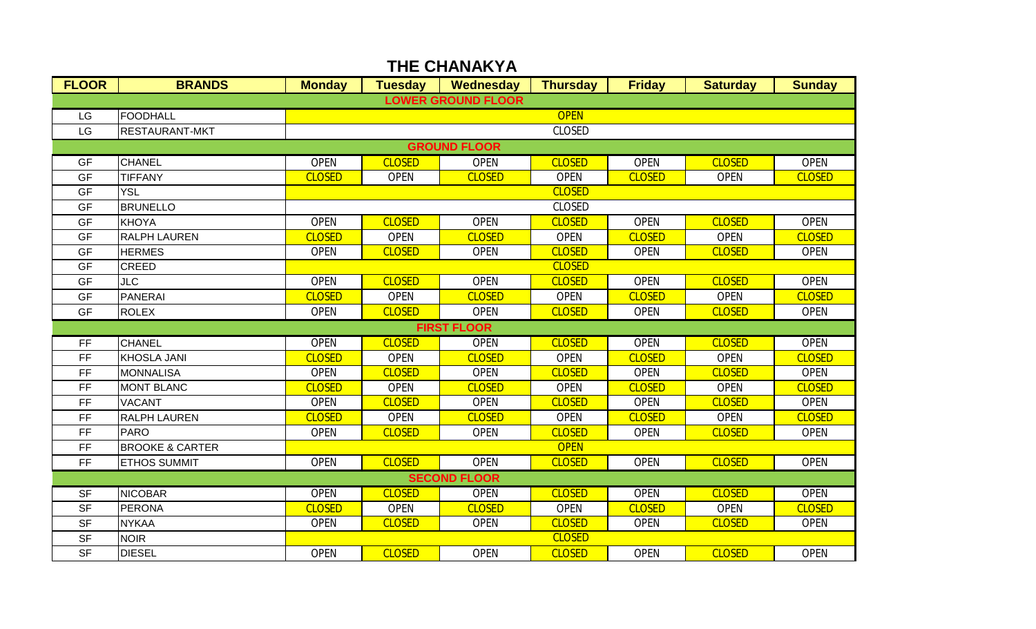# THE CHANAKYA

| FLOOR | BRANDS | Monday | Tuesday | Wednesday | Thursday | Friday | Saturday | Sunday |
|---|---|---|---|---|---|---|---|---|
| **LOWER GROUND FLOOR** | | | | | | | | |
| LG | FOODHALL | OPEN | | | | | | |
| LG | RESTAURANT-MKT | CLOSED | | | | | | |
| **GROUND FLOOR** | | | | | | | | |
| GF | CHANEL | OPEN | CLOSED | OPEN | CLOSED | OPEN | CLOSED | OPEN |
| GF | TIFFANY | CLOSED | OPEN | CLOSED | OPEN | CLOSED | OPEN | CLOSED |
| GF | YSL | CLOSED | | | | | | |
| GF | BRUNELLO | CLOSED | | | | | | |
| GF | KHOYA | OPEN | CLOSED | OPEN | CLOSED | OPEN | CLOSED | OPEN |
| GF | RALPH LAUREN | CLOSED | OPEN | CLOSED | OPEN | CLOSED | OPEN | CLOSED |
| GF | HERMES | OPEN | CLOSED | OPEN | CLOSED | OPEN | CLOSED | OPEN |
| GF | CREED | CLOSED | | | | | | |
| GF | JLC | OPEN | CLOSED | OPEN | CLOSED | OPEN | CLOSED | OPEN |
| GF | PANERAI | CLOSED | OPEN | CLOSED | OPEN | CLOSED | OPEN | CLOSED |
| GF | ROLEX | OPEN | CLOSED | OPEN | CLOSED | OPEN | CLOSED | OPEN |
| **FIRST FLOOR** | | | | | | | | |
| FF | CHANEL | OPEN | CLOSED | OPEN | CLOSED | OPEN | CLOSED | OPEN |
| FF | KHOSLA JANI | CLOSED | OPEN | CLOSED | OPEN | CLOSED | OPEN | CLOSED |
| FF | MONNALISA | OPEN | CLOSED | OPEN | CLOSED | OPEN | CLOSED | OPEN |
| FF | MONT BLANC | CLOSED | OPEN | CLOSED | OPEN | CLOSED | OPEN | CLOSED |
| FF | VACANT | OPEN | CLOSED | OPEN | CLOSED | OPEN | CLOSED | OPEN |
| FF | RALPH LAUREN | CLOSED | OPEN | CLOSED | OPEN | CLOSED | OPEN | CLOSED |
| FF | PARO | OPEN | CLOSED | OPEN | CLOSED | OPEN | CLOSED | OPEN |
| FF | BROOKE & CARTER | OPEN | | | | | | |
| FF | ETHOS SUMMIT | OPEN | CLOSED | OPEN | CLOSED | OPEN | CLOSED | OPEN |
| **SECOND FLOOR** | | | | | | | | |
| SF | NICOBAR | OPEN | CLOSED | OPEN | CLOSED | OPEN | CLOSED | OPEN |
| SF | PERONA | CLOSED | OPEN | CLOSED | OPEN | CLOSED | OPEN | CLOSED |
| SF | NYKAA | OPEN | CLOSED | OPEN | CLOSED | OPEN | CLOSED | OPEN |
| SF | NOIR | CLOSED | | | | | | |
| SF | DIESEL | OPEN | CLOSED | OPEN | CLOSED | OPEN | CLOSED | OPEN |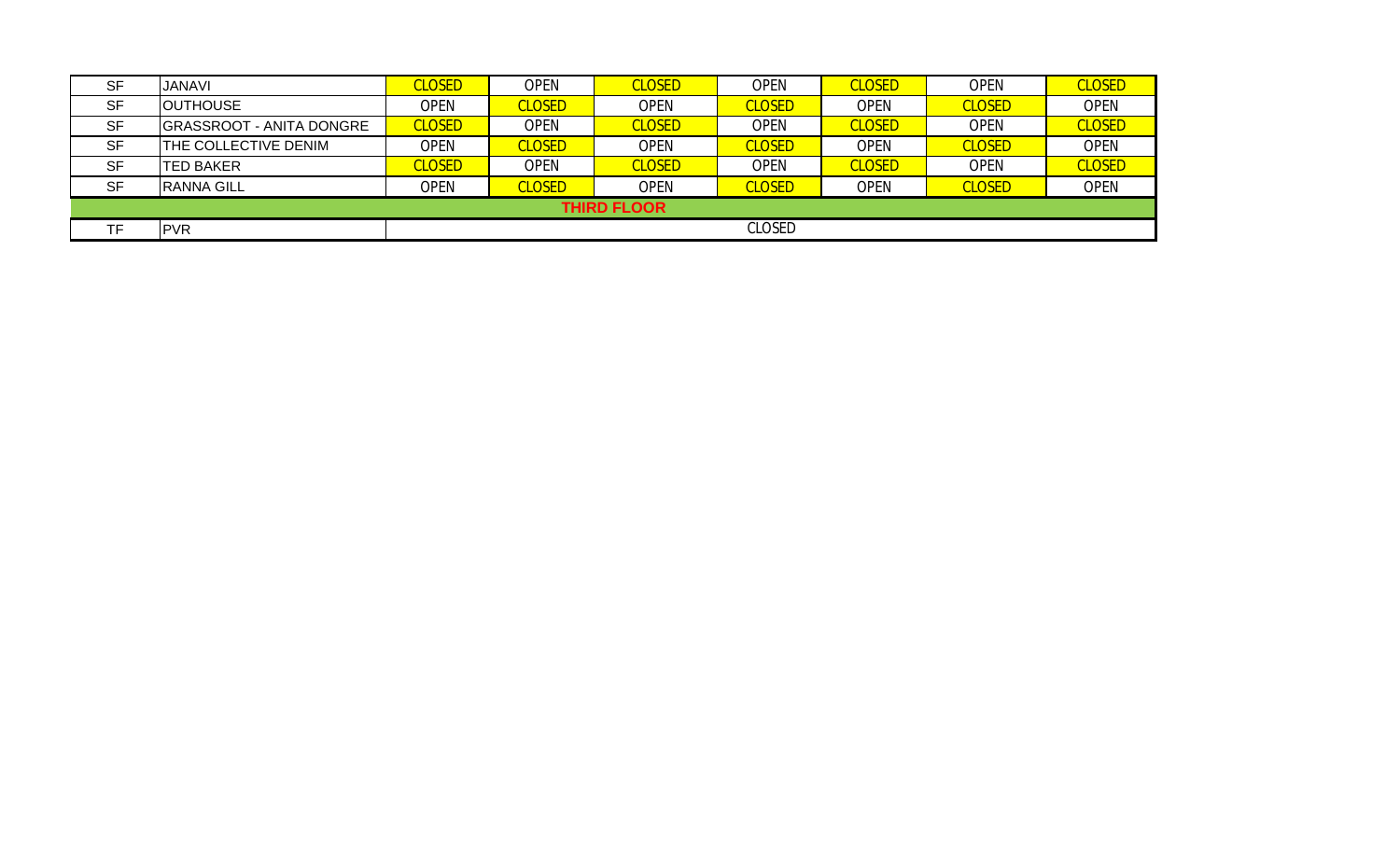| | | | | | | | | |
|---|---|---|---|---|---|---|---|---|
| SF | JANAVI | CLOSED | OPEN | CLOSED | OPEN | CLOSED | OPEN | CLOSED |
| SF | OUTHOUSE | OPEN | CLOSED | OPEN | CLOSED | OPEN | CLOSED | OPEN |
| SF | GRASSROOT - ANITA DONGRE | CLOSED | OPEN | CLOSED | OPEN | CLOSED | OPEN | CLOSED |
| SF | THE COLLECTIVE DENIM | OPEN | CLOSED | OPEN | CLOSED | OPEN | CLOSED | OPEN |
| SF | TED BAKER | CLOSED | OPEN | CLOSED | OPEN | CLOSED | OPEN | CLOSED |
| SF | RANNA GILL | OPEN | CLOSED | OPEN | CLOSED | OPEN | CLOSED | OPEN |
| **THIRD FLOOR** | | | | | | | | |
| TF | PVR | CLOSED | | | | | | |